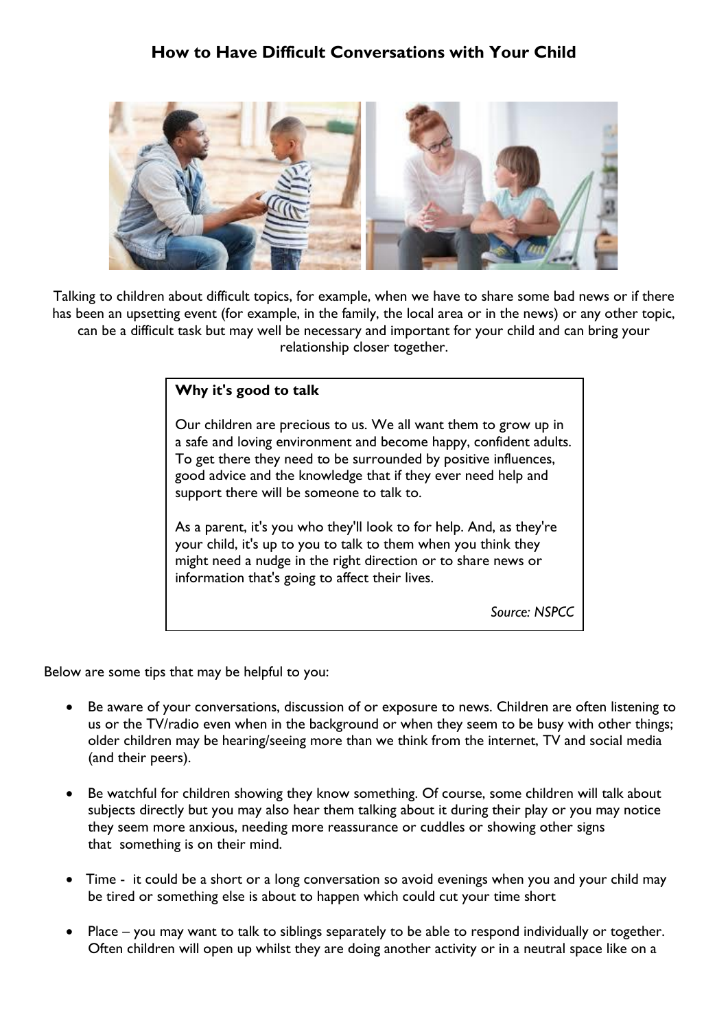# How to Have Difficult Conversations with Your Child

Talking to children about difficult topics, for example, when we have to share some bad news or if there has been an upsetting event (for example, in the family, the local area or in the news) or any other topic, can be a difficult task but may well be necessary and important for your child and can bring your relationship closer together.

> **Why it's good to talk**
>
> Our children are precious to us. We all want them to grow up in a safe and loving environment and become happy, confident adults. To get there they need to be surrounded by positive influences, good advice and the knowledge that if they ever need help and support there will be someone to talk to.
>
> As a parent, it's you who they'll look to for help. And, as they're your child, it's up to you to talk to them when you think they might need a nudge in the right direction or to share news or information that's going to affect their lives.
>
> *Source: NSPCC*

Below are some tips that may be helpful to you:

- Be aware of your conversations, discussion of or exposure to news. Children are often listening to us or the TV/radio even when in the background or when they seem to be busy with other things; older children may be hearing/seeing more than we think from the internet, TV and social media (and their peers).

- Be watchful for children showing they know something. Of course, some children will talk about subjects directly but you may also hear them talking about it during their play or you may notice they seem more anxious, needing more reassurance or cuddles or showing other signs that something is on their mind.

- Time - it could be a short or a long conversation so avoid evenings when you and your child may be tired or something else is about to happen which could cut your time short

- Place – you may want to talk to siblings separately to be able to respond individually or together. Often children will open up whilst they are doing another activity or in a neutral space like on a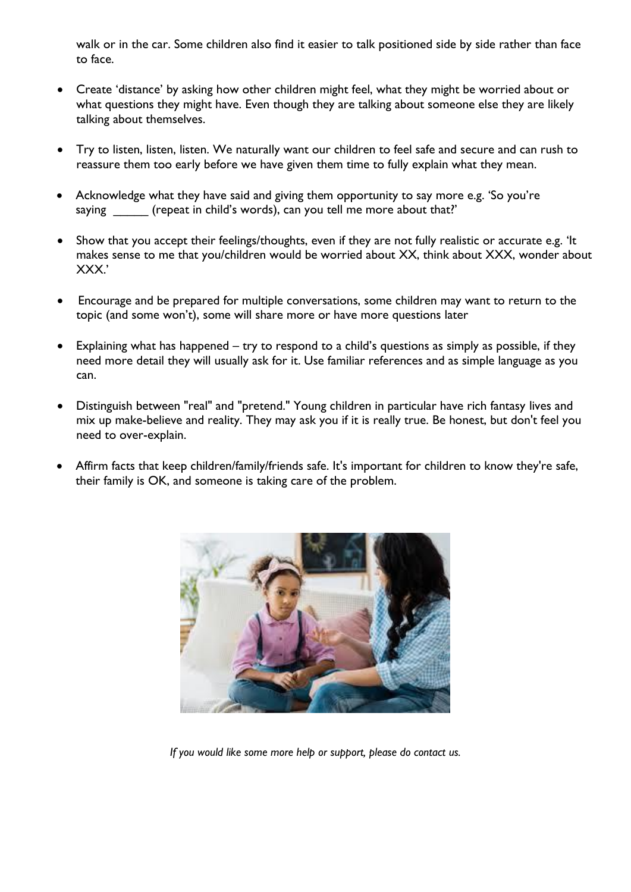walk or in the car. Some children also find it easier to talk positioned side by side rather than face to face.

- Create 'distance' by asking how other children might feel, what they might be worried about or what questions they might have. Even though they are talking about someone else they are likely talking about themselves.
- Try to listen, listen, listen. We naturally want our children to feel safe and secure and can rush to reassure them too early before we have given them time to fully explain what they mean.
- Acknowledge what they have said and giving them opportunity to say more e.g. 'So you're saying _____ (repeat in child's words), can you tell me more about that?'
- Show that you accept their feelings/thoughts, even if they are not fully realistic or accurate e.g. 'It makes sense to me that you/children would be worried about XX, think about XXX, wonder about XXX.'
- Encourage and be prepared for multiple conversations, some children may want to return to the topic (and some won't), some will share more or have more questions later
- Explaining what has happened – try to respond to a child's questions as simply as possible, if they need more detail they will usually ask for it. Use familiar references and as simple language as you can.
- Distinguish between "real" and "pretend." Young children in particular have rich fantasy lives and mix up make-believe and reality. They may ask you if it is really true. Be honest, but don't feel you need to over-explain.
- Affirm facts that keep children/family/friends safe. It's important for children to know they're safe, their family is OK, and someone is taking care of the problem.

*If you would like some more help or support, please do contact us.*